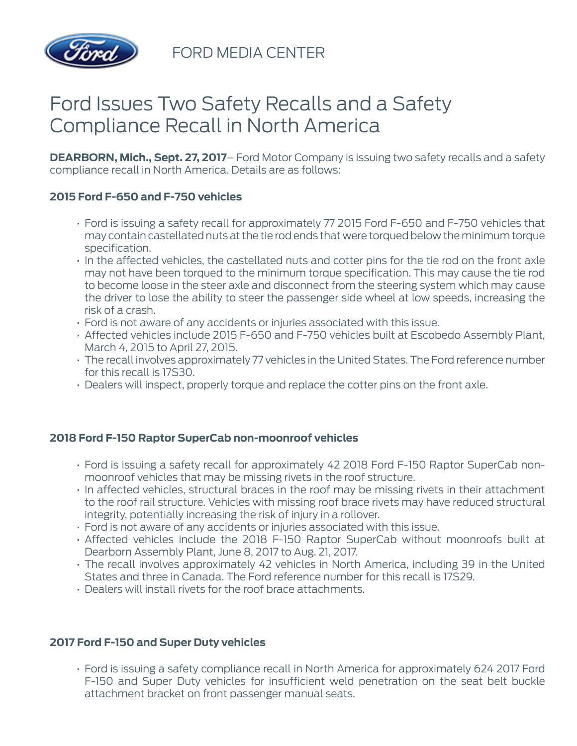FORD MEDIA CENTER

# Ford Issues Two Safety Recalls and a Safety Compliance Recall in North America

**DEARBORN, Mich., Sept. 27, 2017**– Ford Motor Company is issuing two safety recalls and a safety compliance recall in North America. Details are as follows:

### 2015 Ford F-650 and F-750 vehicles

- Ford is issuing a safety recall for approximately 77 2015 Ford F-650 and F-750 vehicles that may contain castellated nuts at the tie rod ends that were torqued below the minimum torque specification.
- In the affected vehicles, the castellated nuts and cotter pins for the tie rod on the front axle may not have been torqued to the minimum torque specification. This may cause the tie rod to become loose in the steer axle and disconnect from the steering system which may cause the driver to lose the ability to steer the passenger side wheel at low speeds, increasing the risk of a crash.
- Ford is not aware of any accidents or injuries associated with this issue.
- Affected vehicles include 2015 F-650 and F-750 vehicles built at Escobedo Assembly Plant, March 4, 2015 to April 27, 2015.
- The recall involves approximately 77 vehicles in the United States. The Ford reference number for this recall is 17S30.
- Dealers will inspect, properly torque and replace the cotter pins on the front axle.

### 2018 Ford F-150 Raptor SuperCab non-moonroof vehicles

- Ford is issuing a safety recall for approximately 42 2018 Ford F-150 Raptor SuperCab non-moonroof vehicles that may be missing rivets in the roof structure.
- In affected vehicles, structural braces in the roof may be missing rivets in their attachment to the roof rail structure. Vehicles with missing roof brace rivets may have reduced structural integrity, potentially increasing the risk of injury in a rollover.
- Ford is not aware of any accidents or injuries associated with this issue.
- Affected vehicles include the 2018 F-150 Raptor SuperCab without moonroofs built at Dearborn Assembly Plant, June 8, 2017 to Aug. 21, 2017.
- The recall involves approximately 42 vehicles in North America, including 39 in the United States and three in Canada. The Ford reference number for this recall is 17S29.
- Dealers will install rivets for the roof brace attachments.

### 2017 Ford F-150 and Super Duty vehicles

- Ford is issuing a safety compliance recall in North America for approximately 624 2017 Ford F-150 and Super Duty vehicles for insufficient weld penetration on the seat belt buckle attachment bracket on front passenger manual seats.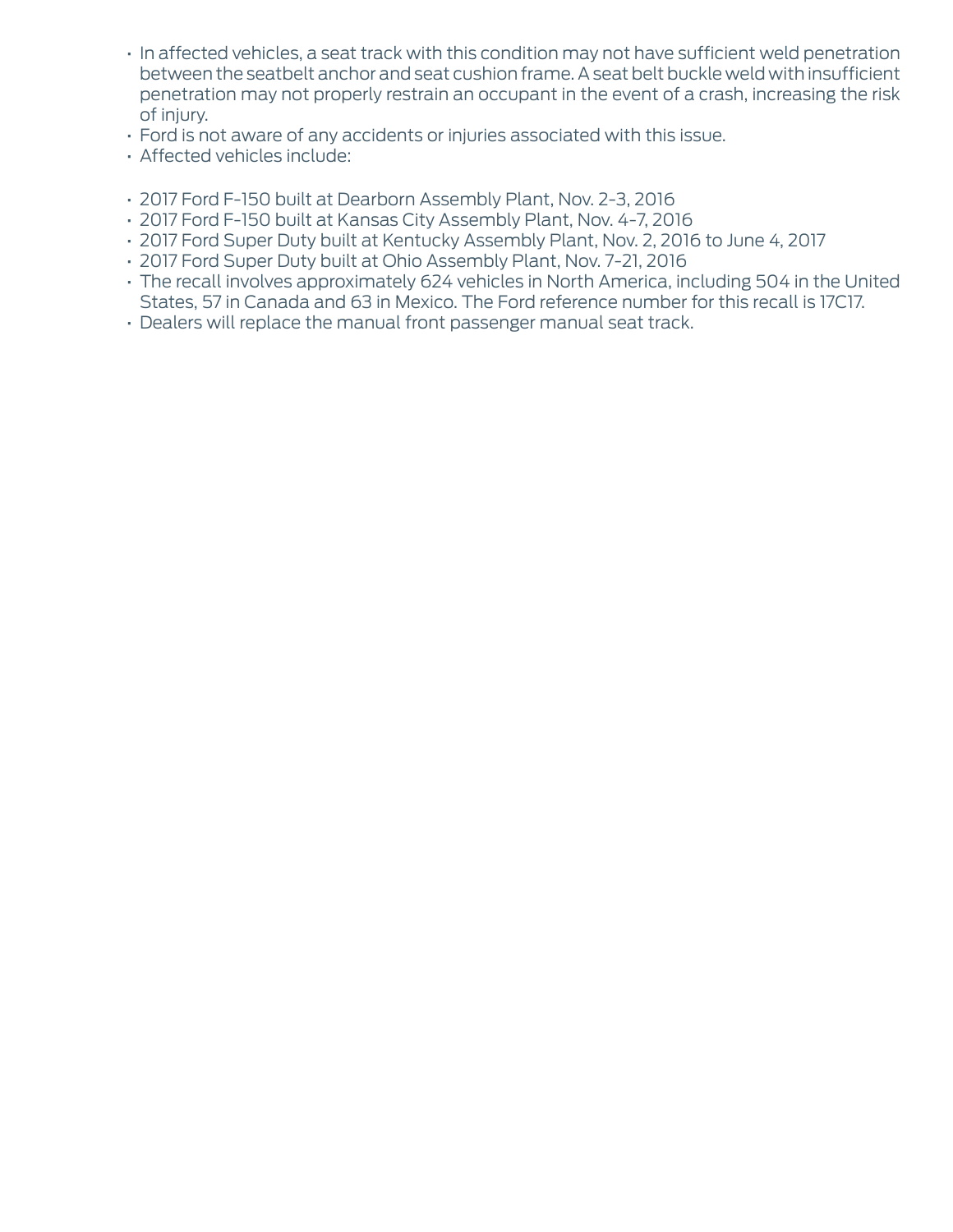- In affected vehicles, a seat track with this condition may not have sufficient weld penetration between the seatbelt anchor and seat cushion frame. A seat belt buckle weld with insufficient penetration may not properly restrain an occupant in the event of a crash, increasing the risk of injury.
- Ford is not aware of any accidents or injuries associated with this issue.
- Affected vehicles include:

- 2017 Ford F-150 built at Dearborn Assembly Plant, Nov. 2-3, 2016
- 2017 Ford F-150 built at Kansas City Assembly Plant, Nov. 4-7, 2016
- 2017 Ford Super Duty built at Kentucky Assembly Plant, Nov. 2, 2016 to June 4, 2017
- 2017 Ford Super Duty built at Ohio Assembly Plant, Nov. 7-21, 2016
- The recall involves approximately 624 vehicles in North America, including 504 in the United States, 57 in Canada and 63 in Mexico. The Ford reference number for this recall is 17C17.
- Dealers will replace the manual front passenger manual seat track.